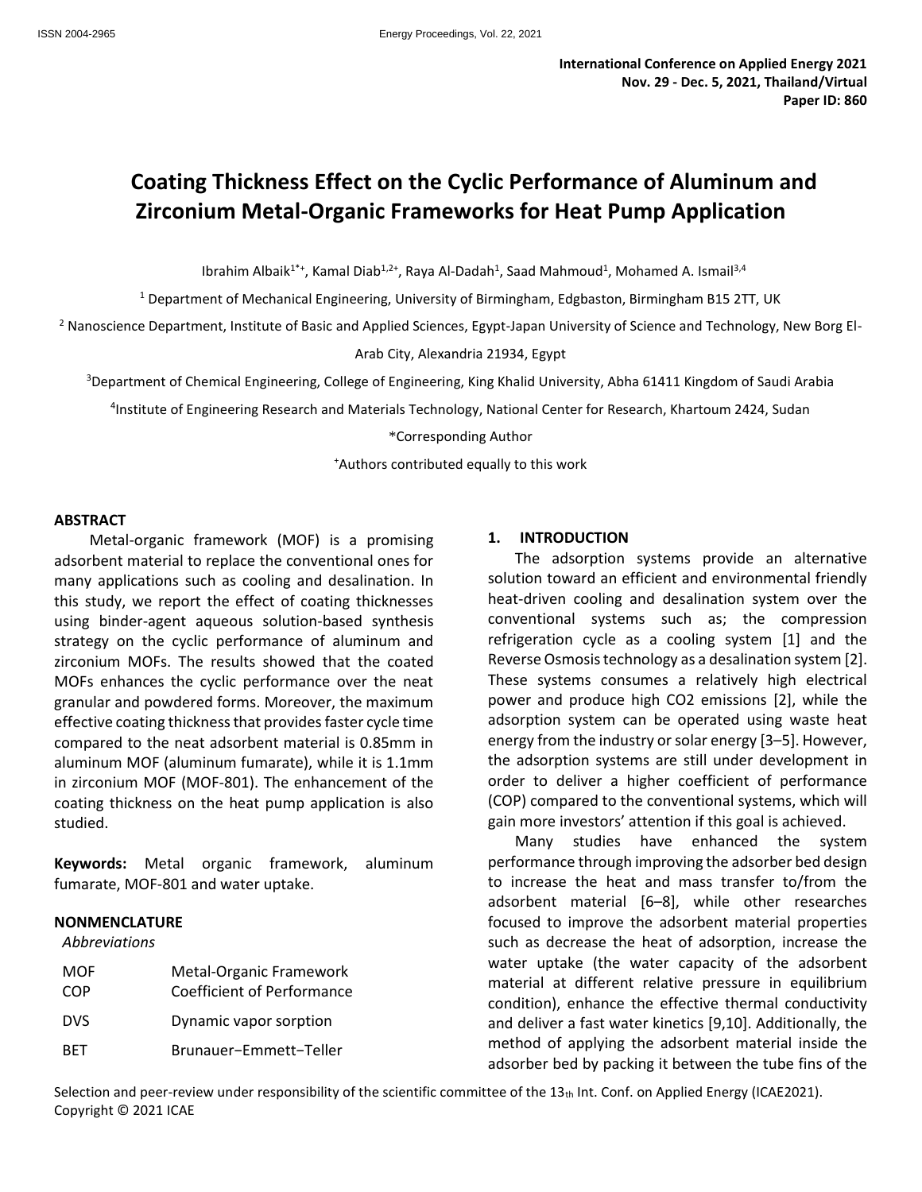**International Conference on Applied Energy 2021**
**Nov. 29 - Dec. 5, 2021, Thailand/Virtual**
**Paper ID: 860**

# Coating Thickness Effect on the Cyclic Performance of Aluminum and Zirconium Metal-Organic Frameworks for Heat Pump Application

Ibrahim Albaik[1*+], Kamal Diab[1,2+], Raya Al-Dadah[1], Saad Mahmoud[1], Mohamed A. Ismail[3,4]

[1] Department of Mechanical Engineering, University of Birmingham, Edgbaston, Birmingham B15 2TT, UK

[2] Nanoscience Department, Institute of Basic and Applied Sciences, Egypt-Japan University of Science and Technology, New Borg El-Arab City, Alexandria 21934, Egypt

[3] Department of Chemical Engineering, College of Engineering, King Khalid University, Abha 61411 Kingdom of Saudi Arabia

[4] Institute of Engineering Research and Materials Technology, National Center for Research, Khartoum 2424, Sudan

*Corresponding Author

+Authors contributed equally to this work

## ABSTRACT

Metal-organic framework (MOF) is a promising adsorbent material to replace the conventional ones for many applications such as cooling and desalination. In this study, we report the effect of coating thicknesses using binder-agent aqueous solution-based synthesis strategy on the cyclic performance of aluminum and zirconium MOFs. The results showed that the coated MOFs enhances the cyclic performance over the neat granular and powdered forms. Moreover, the maximum effective coating thickness that provides faster cycle time compared to the neat adsorbent material is 0.85mm in aluminum MOF (aluminum fumarate), while it is 1.1mm in zirconium MOF (MOF-801). The enhancement of the coating thickness on the heat pump application is also studied.

**Keywords:** Metal organic framework, aluminum fumarate, MOF-801 and water uptake.

## NONMENCLATURE

*Abbreviations*

| | |
|---|---|
| MOF | Metal-Organic Framework |
| COP | Coefficient of Performance |
| DVS | Dynamic vapor sorption |
| BET | Brunauer−Emmett−Teller |

## 1. INTRODUCTION

The adsorption systems provide an alternative solution toward an efficient and environmental friendly heat-driven cooling and desalination system over the conventional systems such as; the compression refrigeration cycle as a cooling system [1] and the Reverse Osmosis technology as a desalination system [2]. These systems consumes a relatively high electrical power and produce high CO2 emissions [2], while the adsorption system can be operated using waste heat energy from the industry or solar energy [3–5]. However, the adsorption systems are still under development in order to deliver a higher coefficient of performance (COP) compared to the conventional systems, which will gain more investors' attention if this goal is achieved.

Many studies have enhanced the system performance through improving the adsorber bed design to increase the heat and mass transfer to/from the adsorbent material [6–8], while other researches focused to improve the adsorbent material properties such as decrease the heat of adsorption, increase the water uptake (the water capacity of the adsorbent material at different relative pressure in equilibrium condition), enhance the effective thermal conductivity and deliver a fast water kinetics [9,10]. Additionally, the method of applying the adsorbent material inside the adsorber bed by packing it between the tube fins of the

Selection and peer-review under responsibility of the scientific committee of the 13th Int. Conf. on Applied Energy (ICAE2021).
Copyright © 2021 ICAE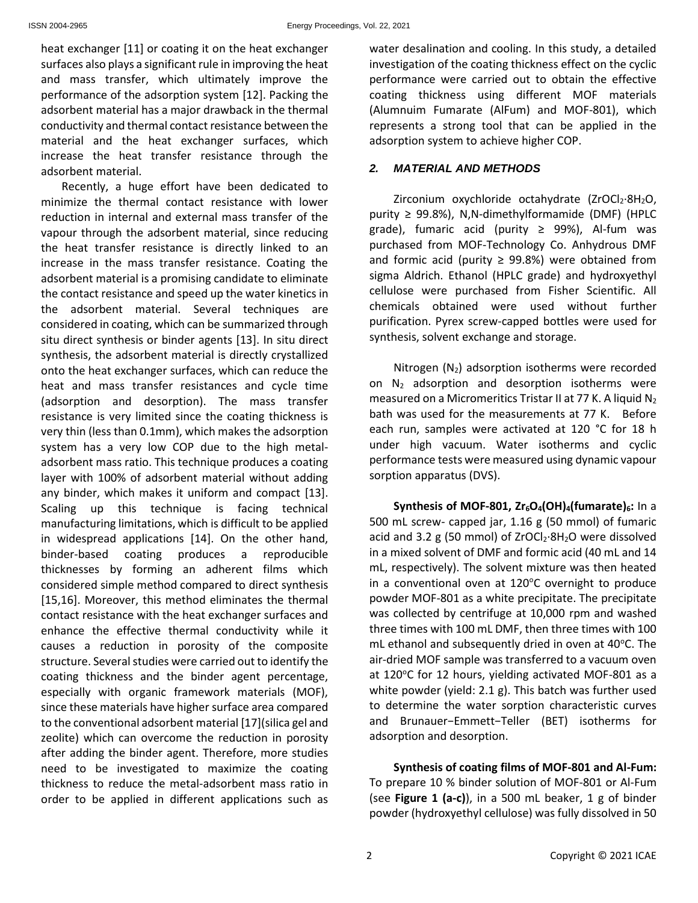heat exchanger [11] or coating it on the heat exchanger surfaces also plays a significant rule in improving the heat and mass transfer, which ultimately improve the performance of the adsorption system [12]. Packing the adsorbent material has a major drawback in the thermal conductivity and thermal contact resistance between the material and the heat exchanger surfaces, which increase the heat transfer resistance through the adsorbent material.

Recently, a huge effort have been dedicated to minimize the thermal contact resistance with lower reduction in internal and external mass transfer of the vapour through the adsorbent material, since reducing the heat transfer resistance is directly linked to an increase in the mass transfer resistance. Coating the adsorbent material is a promising candidate to eliminate the contact resistance and speed up the water kinetics in the adsorbent material. Several techniques are considered in coating, which can be summarized through situ direct synthesis or binder agents [13]. In situ direct synthesis, the adsorbent material is directly crystallized onto the heat exchanger surfaces, which can reduce the heat and mass transfer resistances and cycle time (adsorption and desorption). The mass transfer resistance is very limited since the coating thickness is very thin (less than 0.1mm), which makes the adsorption system has a very low COP due to the high metal-adsorbent mass ratio. This technique produces a coating layer with 100% of adsorbent material without adding any binder, which makes it uniform and compact [13]. Scaling up this technique is facing technical manufacturing limitations, which is difficult to be applied in widespread applications [14]. On the other hand, binder-based coating produces a reproducible thicknesses by forming an adherent films which considered simple method compared to direct synthesis [15,16]. Moreover, this method eliminates the thermal contact resistance with the heat exchanger surfaces and enhance the effective thermal conductivity while it causes a reduction in porosity of the composite structure. Several studies were carried out to identify the coating thickness and the binder agent percentage, especially with organic framework materials (MOF), since these materials have higher surface area compared to the conventional adsorbent material [17](silica gel and zeolite) which can overcome the reduction in porosity after adding the binder agent. Therefore, more studies need to be investigated to maximize the coating thickness to reduce the metal-adsorbent mass ratio in order to be applied in different applications such as water desalination and cooling. In this study, a detailed investigation of the coating thickness effect on the cyclic performance were carried out to obtain the effective coating thickness using different MOF materials (Alumnuim Fumarate (AlFum) and MOF-801), which represents a strong tool that can be applied in the adsorption system to achieve higher COP.

## 2. *MATERIAL AND METHODS*

Zirconium oxychloride octahydrate ($ZrOCl_2 \cdot 8H_2O$, purity ≥ 99.8%), N,N-dimethylformamide (DMF) (HPLC grade), fumaric acid (purity ≥ 99%), Al-fum was purchased from MOF-Technology Co. Anhydrous DMF and formic acid (purity ≥ 99.8%) were obtained from sigma Aldrich. Ethanol (HPLC grade) and hydroxyethyl cellulose were purchased from Fisher Scientific. All chemicals obtained were used without further purification. Pyrex screw-capped bottles were used for synthesis, solvent exchange and storage.

Nitrogen ($N_2$) adsorption isotherms were recorded on $N_2$ adsorption and desorption isotherms were measured on a Micromeritics Tristar II at 77 K. A liquid $N_2$ bath was used for the measurements at 77 K. Before each run, samples were activated at 120 °C for 18 h under high vacuum. Water isotherms and cyclic performance tests were measured using dynamic vapour sorption apparatus (DVS).

**Synthesis of MOF-801, $Zr_6O_4(OH)_4(fumarate)_6$:** In a 500 mL screw- capped jar, 1.16 g (50 mmol) of fumaric acid and 3.2 g (50 mmol) of $ZrOCl_2 \cdot 8H_2O$ were dissolved in a mixed solvent of DMF and formic acid (40 mL and 14 mL, respectively). The solvent mixture was then heated in a conventional oven at 120°C overnight to produce powder MOF-801 as a white precipitate. The precipitate was collected by centrifuge at 10,000 rpm and washed three times with 100 mL DMF, then three times with 100 mL ethanol and subsequently dried in oven at 40°C. The air-dried MOF sample was transferred to a vacuum oven at 120°C for 12 hours, yielding activated MOF-801 as a white powder (yield: 2.1 g). This batch was further used to determine the water sorption characteristic curves and Brunauer−Emmett−Teller (BET) isotherms for adsorption and desorption.

**Synthesis of coating films of MOF-801 and Al-Fum:** To prepare 10 % binder solution of MOF-801 or Al-Fum (see **Figure 1 (a-c)**), in a 500 mL beaker, 1 g of binder powder (hydroxyethyl cellulose) was fully dissolved in 50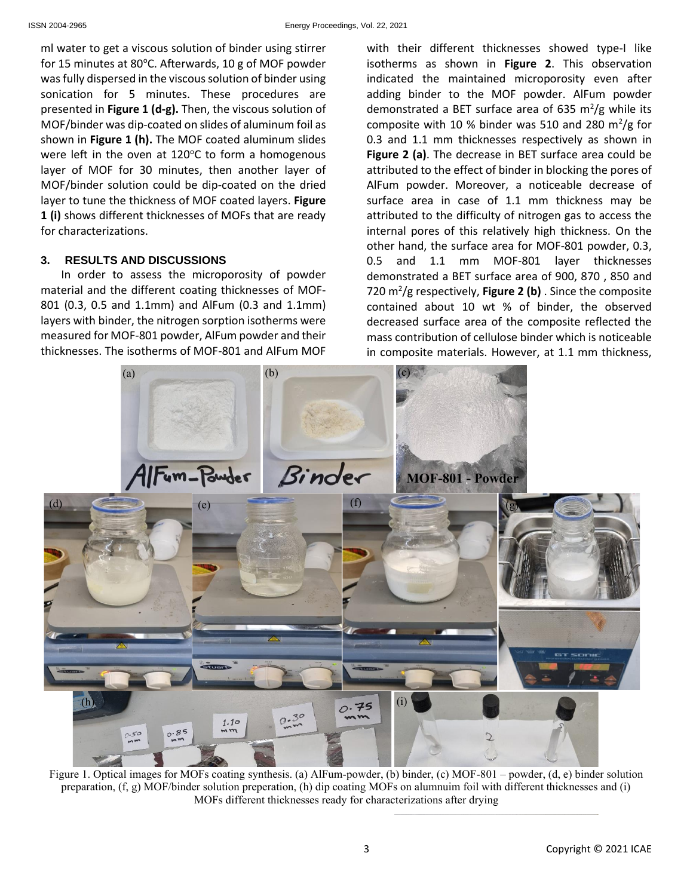ml water to get a viscous solution of binder using stirrer for 15 minutes at 80°C. Afterwards, 10 g of MOF powder was fully dispersed in the viscous solution of binder using sonication for 5 minutes. These procedures are presented in **Figure 1 (d-g).** Then, the viscous solution of MOF/binder was dip-coated on slides of aluminum foil as shown in **Figure 1 (h).** The MOF coated aluminum slides were left in the oven at 120°C to form a homogenous layer of MOF for 30 minutes, then another layer of MOF/binder solution could be dip-coated on the dried layer to tune the thickness of MOF coated layers. **Figure 1 (i)** shows different thicknesses of MOFs that are ready for characterizations.

## 3. RESULTS AND DISCUSSIONS

In order to assess the microporosity of powder material and the different coating thicknesses of MOF-801 (0.3, 0.5 and 1.1mm) and AlFum (0.3 and 1.1mm) layers with binder, the nitrogen sorption isotherms were measured for MOF-801 powder, AlFum powder and their thicknesses. The isotherms of MOF-801 and AlFum MOF with their different thicknesses showed type-I like isotherms as shown in **Figure 2**. This observation indicated the maintained microporosity even after adding binder to the MOF powder. AlFum powder demonstrated a BET surface area of 635 $m^2/g$ while its composite with 10 % binder was 510 and 280 $m^2/g$ for 0.3 and 1.1 mm thicknesses respectively as shown in **Figure 2 (a)**. The decrease in BET surface area could be attributed to the effect of binder in blocking the pores of AlFum powder. Moreover, a noticeable decrease of surface area in case of 1.1 mm thickness may be attributed to the difficulty of nitrogen gas to access the internal pores of this relatively high thickness. On the other hand, the surface area for MOF-801 powder, 0.3, 0.5 and 1.1 mm MOF-801 layer thicknesses demonstrated a BET surface area of 900, 870 , 850 and 720 $m^2/g$ respectively, **Figure 2 (b)** . Since the composite contained about 10 wt % of binder, the observed decreased surface area of the composite reflected the mass contribution of cellulose binder which is noticeable in composite materials. However, at 1.1 mm thickness,

Figure 1. Optical images for MOFs coating synthesis. (a) AlFum-powder, (b) binder, (c) MOF-801 – powder, (d, e) binder solution preparation, (f, g) MOF/binder solution preperation, (h) dip coating MOFs on alumnuim foil with different thicknesses and (i) MOFs different thicknesses ready for characterizations after drying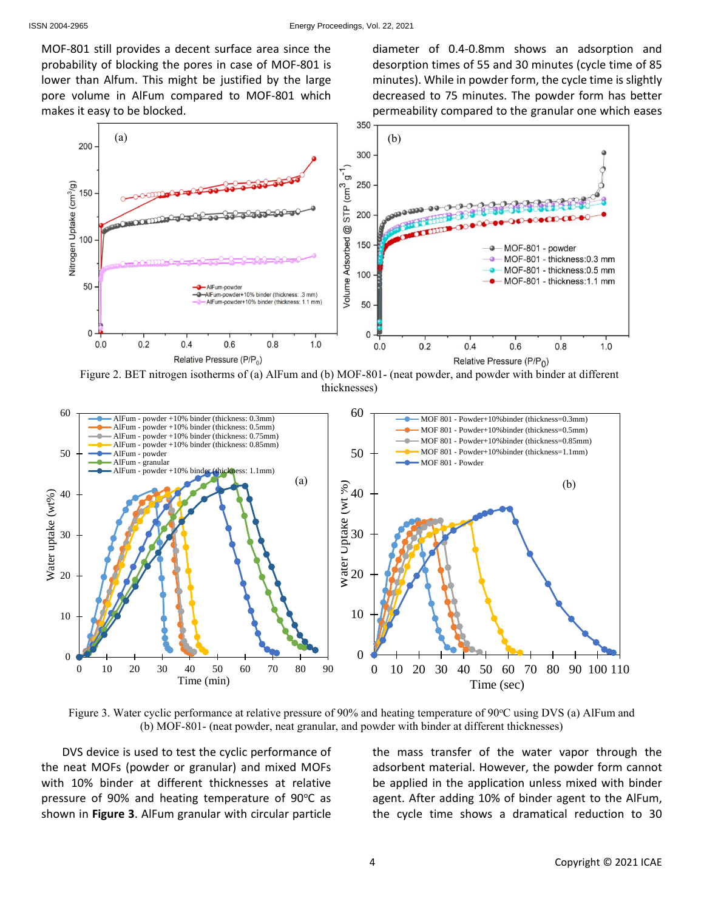MOF-801 still provides a decent surface area since the probability of blocking the pores in case of MOF-801 is lower than Alfum. This might be justified by the large pore volume in AlFum compared to MOF-801 which makes it easy to be blocked.

Figure 2. BET nitrogen isotherms of (a) AlFum and (b) MOF-801- (neat powder, and powder with binder at different thicknesses)

Figure 3. Water cyclic performance at relative pressure of 90% and heating temperature of 90°C using DVS (a) AlFum and (b) MOF-801- (neat powder, neat granular, and powder with binder at different thicknesses)

DVS device is used to test the cyclic performance of the neat MOFs (powder or granular) and mixed MOFs with 10% binder at different thicknesses at relative pressure of 90% and heating temperature of 90°C as shown in **Figure 3**. AlFum granular with circular particle diameter of 0.4-0.8mm shows an adsorption and desorption times of 55 and 30 minutes (cycle time of 85 minutes). While in powder form, the cycle time is slightly decreased to 75 minutes. The powder form has better permeability compared to the granular one which eases the mass transfer of the water vapor through the adsorbent material. However, the powder form cannot be applied in the application unless mixed with binder agent. After adding 10% of binder agent to the AlFum, the cycle time shows a dramatical reduction to 30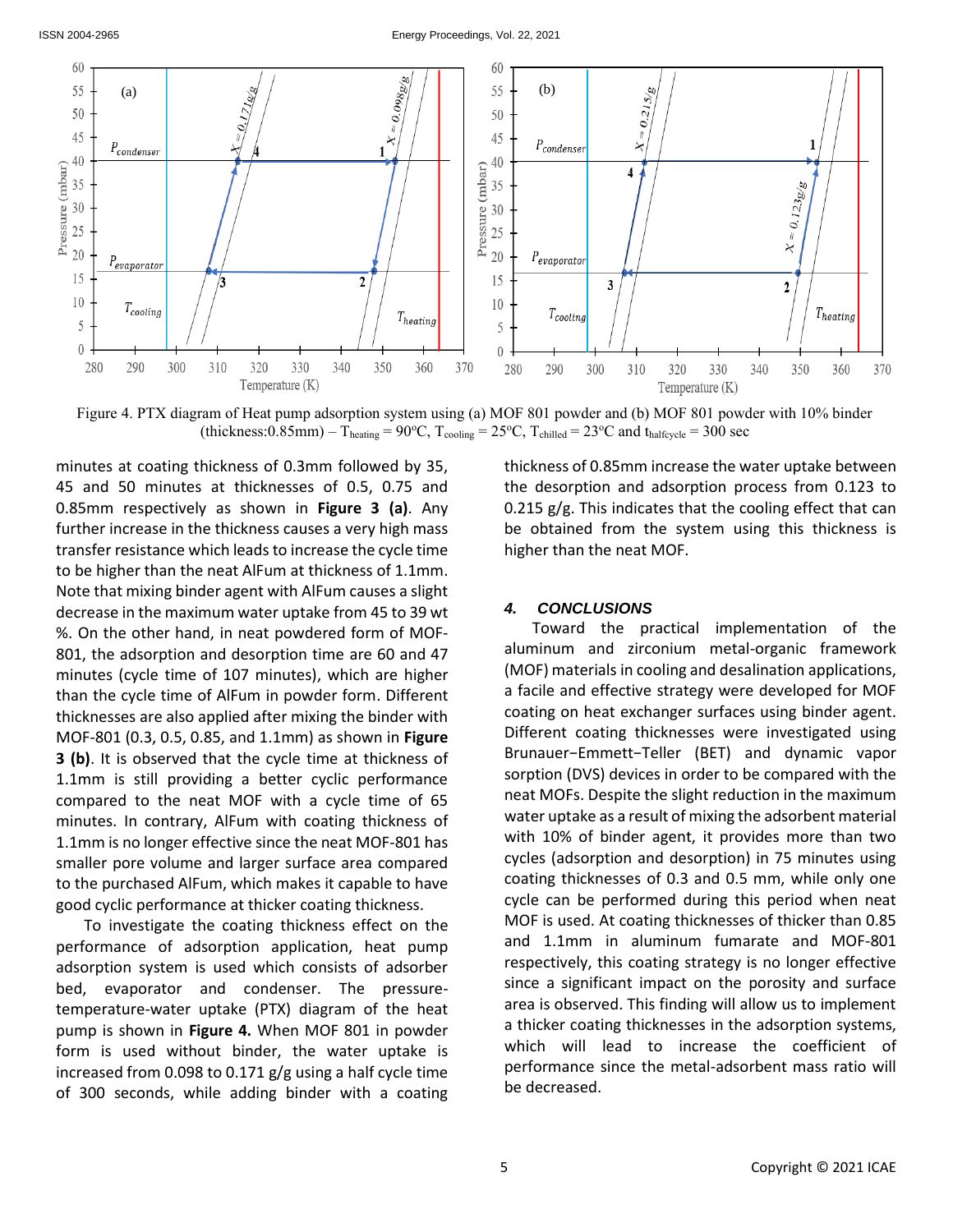Figure 4. PTX diagram of Heat pump adsorption system using (a) MOF 801 powder and (b) MOF 801 powder with 10% binder (thickness:0.85mm) – $T_{heating}$ = 90ºC, $T_{cooling}$ = 25ºC, $T_{chilled}$ = 23ºC and $t_{halfcycle}$ = 300 sec

minutes at coating thickness of 0.3mm followed by 35, 45 and 50 minutes at thicknesses of 0.5, 0.75 and 0.85mm respectively as shown in **Figure 3 (a)**. Any further increase in the thickness causes a very high mass transfer resistance which leads to increase the cycle time to be higher than the neat AlFum at thickness of 1.1mm. Note that mixing binder agent with AlFum causes a slight decrease in the maximum water uptake from 45 to 39 wt %. On the other hand, in neat powdered form of MOF-801, the adsorption and desorption time are 60 and 47 minutes (cycle time of 107 minutes), which are higher than the cycle time of AlFum in powder form. Different thicknesses are also applied after mixing the binder with MOF-801 (0.3, 0.5, 0.85, and 1.1mm) as shown in **Figure 3 (b)**. It is observed that the cycle time at thickness of 1.1mm is still providing a better cyclic performance compared to the neat MOF with a cycle time of 65 minutes. In contrary, AlFum with coating thickness of 1.1mm is no longer effective since the neat MOF-801 has smaller pore volume and larger surface area compared to the purchased AlFum, which makes it capable to have good cyclic performance at thicker coating thickness.

To investigate the coating thickness effect on the performance of adsorption application, heat pump adsorption system is used which consists of adsorber bed, evaporator and condenser. The pressure-temperature-water uptake (PTX) diagram of the heat pump is shown in **Figure 4.** When MOF 801 in powder form is used without binder, the water uptake is increased from 0.098 to 0.171 g/g using a half cycle time of 300 seconds, while adding binder with a coating thickness of 0.85mm increase the water uptake between the desorption and adsorption process from 0.123 to 0.215 g/g. This indicates that the cooling effect that can be obtained from the system using this thickness is higher than the neat MOF.

## 4. CONCLUSIONS

Toward the practical implementation of the aluminum and zirconium metal-organic framework (MOF) materials in cooling and desalination applications, a facile and effective strategy were developed for MOF coating on heat exchanger surfaces using binder agent. Different coating thicknesses were investigated using Brunauer−Emmett−Teller (BET) and dynamic vapor sorption (DVS) devices in order to be compared with the neat MOFs. Despite the slight reduction in the maximum water uptake as a result of mixing the adsorbent material with 10% of binder agent, it provides more than two cycles (adsorption and desorption) in 75 minutes using coating thicknesses of 0.3 and 0.5 mm, while only one cycle can be performed during this period when neat MOF is used. At coating thicknesses of thicker than 0.85 and 1.1mm in aluminum fumarate and MOF-801 respectively, this coating strategy is no longer effective since a significant impact on the porosity and surface area is observed. This finding will allow us to implement a thicker coating thicknesses in the adsorption systems, which will lead to increase the coefficient of performance since the metal-adsorbent mass ratio will be decreased.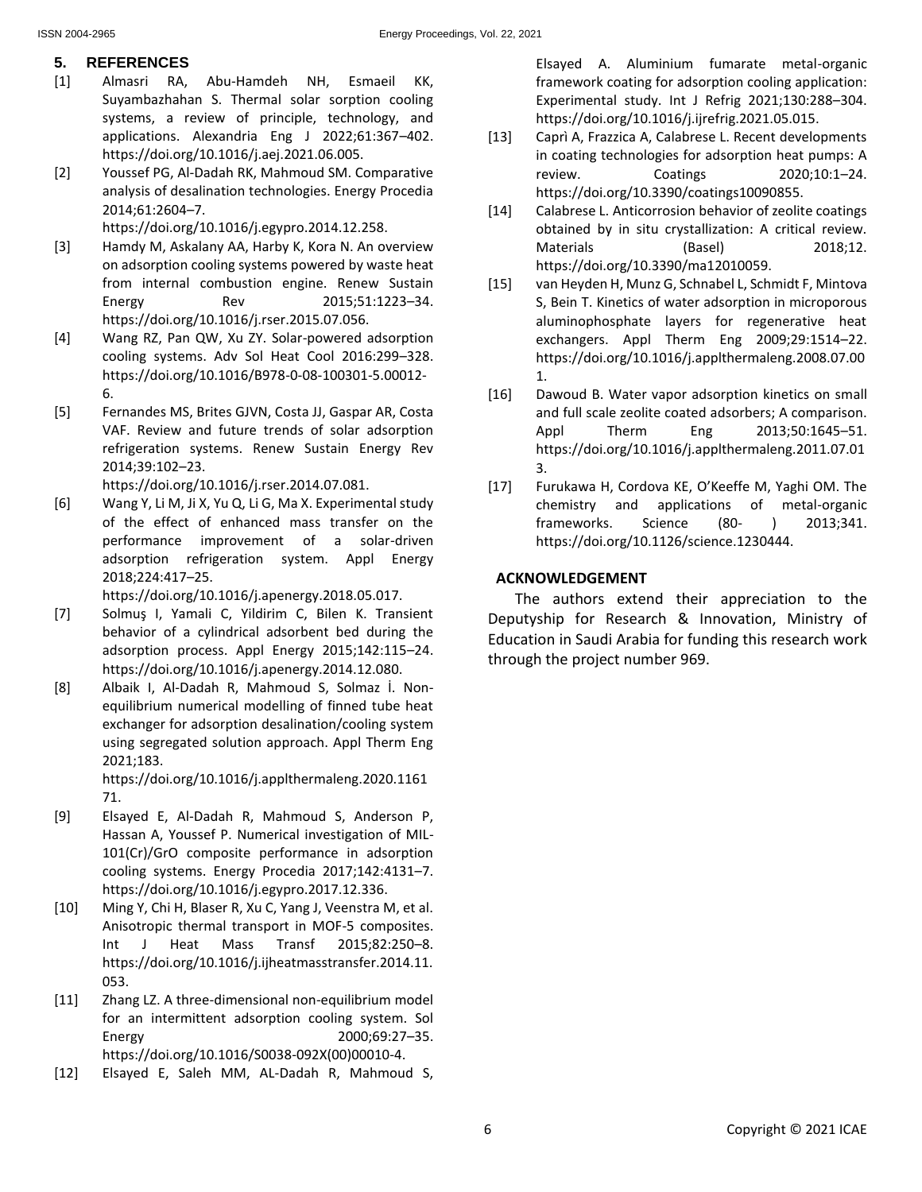## 5. REFERENCES

[1] Almasri RA, Abu-Hamdeh NH, Esmaeil KK, Suyambazhahan S. Thermal solar sorption cooling systems, a review of principle, technology, and applications. Alexandria Eng J 2022;61:367–402. https://doi.org/10.1016/j.aej.2021.06.005.

[2] Youssef PG, Al-Dadah RK, Mahmoud SM. Comparative analysis of desalination technologies. Energy Procedia 2014;61:2604–7. https://doi.org/10.1016/j.egypro.2014.12.258.

[3] Hamdy M, Askalany AA, Harby K, Kora N. An overview on adsorption cooling systems powered by waste heat from internal combustion engine. Renew Sustain Energy Rev 2015;51:1223–34. https://doi.org/10.1016/j.rser.2015.07.056.

[4] Wang RZ, Pan QW, Xu ZY. Solar-powered adsorption cooling systems. Adv Sol Heat Cool 2016:299–328. https://doi.org/10.1016/B978-0-08-100301-5.00012-6.

[5] Fernandes MS, Brites GJVN, Costa JJ, Gaspar AR, Costa VAF. Review and future trends of solar adsorption refrigeration systems. Renew Sustain Energy Rev 2014;39:102–23. https://doi.org/10.1016/j.rser.2014.07.081.

[6] Wang Y, Li M, Ji X, Yu Q, Li G, Ma X. Experimental study of the effect of enhanced mass transfer on the performance improvement of a solar-driven adsorption refrigeration system. Appl Energy 2018;224:417–25. https://doi.org/10.1016/j.apenergy.2018.05.017.

[7] Solmuş I, Yamali C, Yildirim C, Bilen K. Transient behavior of a cylindrical adsorbent bed during the adsorption process. Appl Energy 2015;142:115–24. https://doi.org/10.1016/j.apenergy.2014.12.080.

[8] Albaik I, Al-Dadah R, Mahmoud S, Solmaz İ. Non-equilibrium numerical modelling of finned tube heat exchanger for adsorption desalination/cooling system using segregated solution approach. Appl Therm Eng 2021;183. https://doi.org/10.1016/j.applthermaleng.2020.116171.

[9] Elsayed E, Al-Dadah R, Mahmoud S, Anderson P, Hassan A, Youssef P. Numerical investigation of MIL-101(Cr)/GrO composite performance in adsorption cooling systems. Energy Procedia 2017;142:4131–7. https://doi.org/10.1016/j.egypro.2017.12.336.

[10] Ming Y, Chi H, Blaser R, Xu C, Yang J, Veenstra M, et al. Anisotropic thermal transport in MOF-5 composites. Int J Heat Mass Transf 2015;82:250–8. https://doi.org/10.1016/j.ijheatmasstransfer.2014.11.053.

[11] Zhang LZ. A three-dimensional non-equilibrium model for an intermittent adsorption cooling system. Sol Energy 2000;69:27–35. https://doi.org/10.1016/S0038-092X(00)00010-4.

[12] Elsayed E, Saleh MM, AL-Dadah R, Mahmoud S, Elsayed A. Aluminium fumarate metal-organic framework coating for adsorption cooling application: Experimental study. Int J Refrig 2021;130:288–304. https://doi.org/10.1016/j.ijrefrig.2021.05.015.

[13] Caprì A, Frazzica A, Calabrese L. Recent developments in coating technologies for adsorption heat pumps: A review. Coatings 2020;10:1–24. https://doi.org/10.3390/coatings10090855.

[14] Calabrese L. Anticorrosion behavior of zeolite coatings obtained by in situ crystallization: A critical review. Materials (Basel) 2018;12. https://doi.org/10.3390/ma12010059.

[15] van Heyden H, Munz G, Schnabel L, Schmidt F, Mintova S, Bein T. Kinetics of water adsorption in microporous aluminophosphate layers for regenerative heat exchangers. Appl Therm Eng 2009;29:1514–22. https://doi.org/10.1016/j.applthermaleng.2008.07.001.

[16] Dawoud B. Water vapor adsorption kinetics on small and full scale zeolite coated adsorbers; A comparison. Appl Therm Eng 2013;50:1645–51. https://doi.org/10.1016/j.applthermaleng.2011.07.013.

[17] Furukawa H, Cordova KE, O'Keeffe M, Yaghi OM. The chemistry and applications of metal-organic frameworks. Science (80- ) 2013;341. https://doi.org/10.1126/science.1230444.

## ACKNOWLEDGEMENT

The authors extend their appreciation to the Deputyship for Research & Innovation, Ministry of Education in Saudi Arabia for funding this research work through the project number 969.